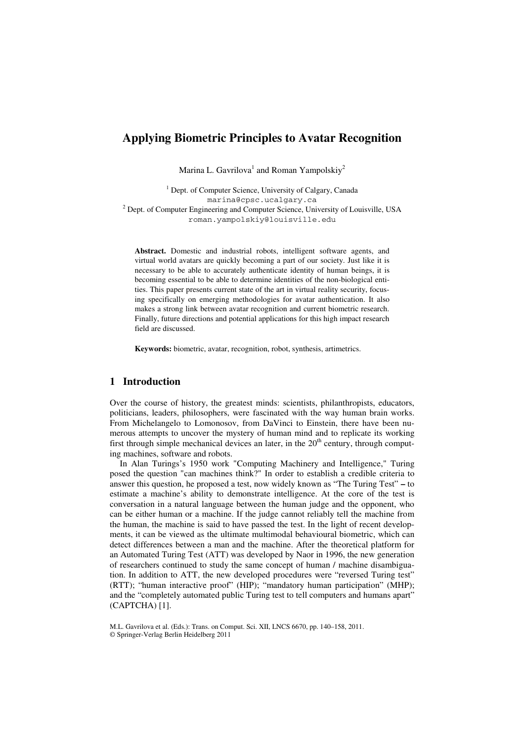# Applying Biometric Principles to Avatar Recognition

Marina L. Gavrilova[1] and Roman Yampolskiy[2]

[1] Dept. of Computer Science, University of Calgary, Canada
marina@cpsc.ucalgary.ca
[2] Dept. of Computer Engineering and Computer Science, University of Louisville, USA
roman.yampolskiy@louisville.edu

**Abstract.** Domestic and industrial robots, intelligent software agents, and virtual world avatars are quickly becoming a part of our society. Just like it is necessary to be able to accurately authenticate identity of human beings, it is becoming essential to be able to determine identities of the non-biological entities. This paper presents current state of the art in virtual reality security, focusing specifically on emerging methodologies for avatar authentication. It also makes a strong link between avatar recognition and current biometric research. Finally, future directions and potential applications for this high impact research field are discussed.

**Keywords:** biometric, avatar, recognition, robot, synthesis, artimetrics.

## 1 Introduction

Over the course of history, the greatest minds: scientists, philanthropists, educators, politicians, leaders, philosophers, were fascinated with the way human brain works. From Michelangelo to Lomonosov, from DaVinci to Einstein, there have been numerous attempts to uncover the mystery of human mind and to replicate its working first through simple mechanical devices an later, in the 20$^{th}$ century, through computing machines, software and robots.

In Alan Turings's 1950 work "Computing Machinery and Intelligence," Turing posed the question "can machines think?" In order to establish a credible criteria to answer this question, he proposed a test, now widely known as "The Turing Test" – to estimate a machine's ability to demonstrate intelligence. At the core of the test is conversation in a natural language between the human judge and the opponent, who can be either human or a machine. If the judge cannot reliably tell the machine from the human, the machine is said to have passed the test. In the light of recent developments, it can be viewed as the ultimate multimodal behavioural biometric, which can detect differences between a man and the machine. After the theoretical platform for an Automated Turing Test (ATT) was developed by Naor in 1996, the new generation of researchers continued to study the same concept of human / machine disambiguation. In addition to ATT, the new developed procedures were "reversed Turing test" (RTT); "human interactive proof" (HIP); "mandatory human participation" (MHP); and the "completely automated public Turing test to tell computers and humans apart" (CAPTCHA) [1].

M.L. Gavrilova et al. (Eds.): Trans. on Comput. Sci. XII, LNCS 6670, pp. 140–158, 2011.
© Springer-Verlag Berlin Heidelberg 2011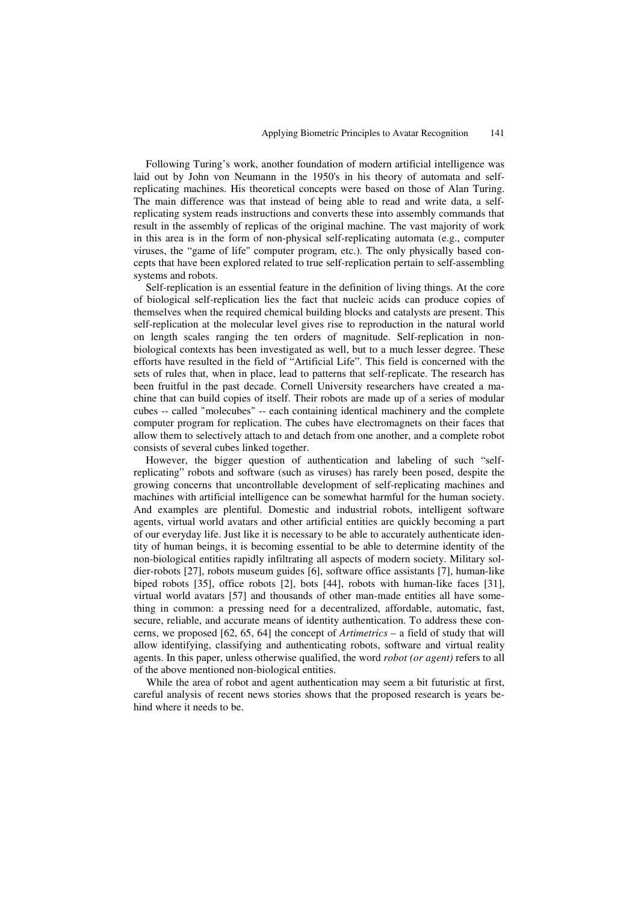Following Turing's work, another foundation of modern artificial intelligence was laid out by John von Neumann in the 1950's in his theory of automata and self-replicating machines. His theoretical concepts were based on those of Alan Turing. The main difference was that instead of being able to read and write data, a self-replicating system reads instructions and converts these into assembly commands that result in the assembly of replicas of the original machine. The vast majority of work in this area is in the form of non-physical self-replicating automata (e.g., computer viruses, the "game of life" computer program, etc.). The only physically based concepts that have been explored related to true self-replication pertain to self-assembling systems and robots.

Self-replication is an essential feature in the definition of living things. At the core of biological self-replication lies the fact that nucleic acids can produce copies of themselves when the required chemical building blocks and catalysts are present. This self-replication at the molecular level gives rise to reproduction in the natural world on length scales ranging the ten orders of magnitude. Self-replication in non-biological contexts has been investigated as well, but to a much lesser degree. These efforts have resulted in the field of "Artificial Life". This field is concerned with the sets of rules that, when in place, lead to patterns that self-replicate. The research has been fruitful in the past decade. Cornell University researchers have created a machine that can build copies of itself. Their robots are made up of a series of modular cubes -- called "molecubes" -- each containing identical machinery and the complete computer program for replication. The cubes have electromagnets on their faces that allow them to selectively attach to and detach from one another, and a complete robot consists of several cubes linked together.

However, the bigger question of authentication and labeling of such "self-replicating" robots and software (such as viruses) has rarely been posed, despite the growing concerns that uncontrollable development of self-replicating machines and machines with artificial intelligence can be somewhat harmful for the human society. And examples are plentiful. Domestic and industrial robots, intelligent software agents, virtual world avatars and other artificial entities are quickly becoming a part of our everyday life. Just like it is necessary to be able to accurately authenticate identity of human beings, it is becoming essential to be able to determine identity of the non-biological entities rapidly infiltrating all aspects of modern society. Military soldier-robots [27], robots museum guides [6], software office assistants [7], human-like biped robots [35], office robots [2], bots [44], robots with human-like faces [31], virtual world avatars [57] and thousands of other man-made entities all have something in common: a pressing need for a decentralized, affordable, automatic, fast, secure, reliable, and accurate means of identity authentication. To address these concerns, we proposed [62, 65, 64] the concept of *Artimetrics* – a field of study that will allow identifying, classifying and authenticating robots, software and virtual reality agents. In this paper, unless otherwise qualified, the word *robot (or agent)* refers to all of the above mentioned non-biological entities.

While the area of robot and agent authentication may seem a bit futuristic at first, careful analysis of recent news stories shows that the proposed research is years behind where it needs to be.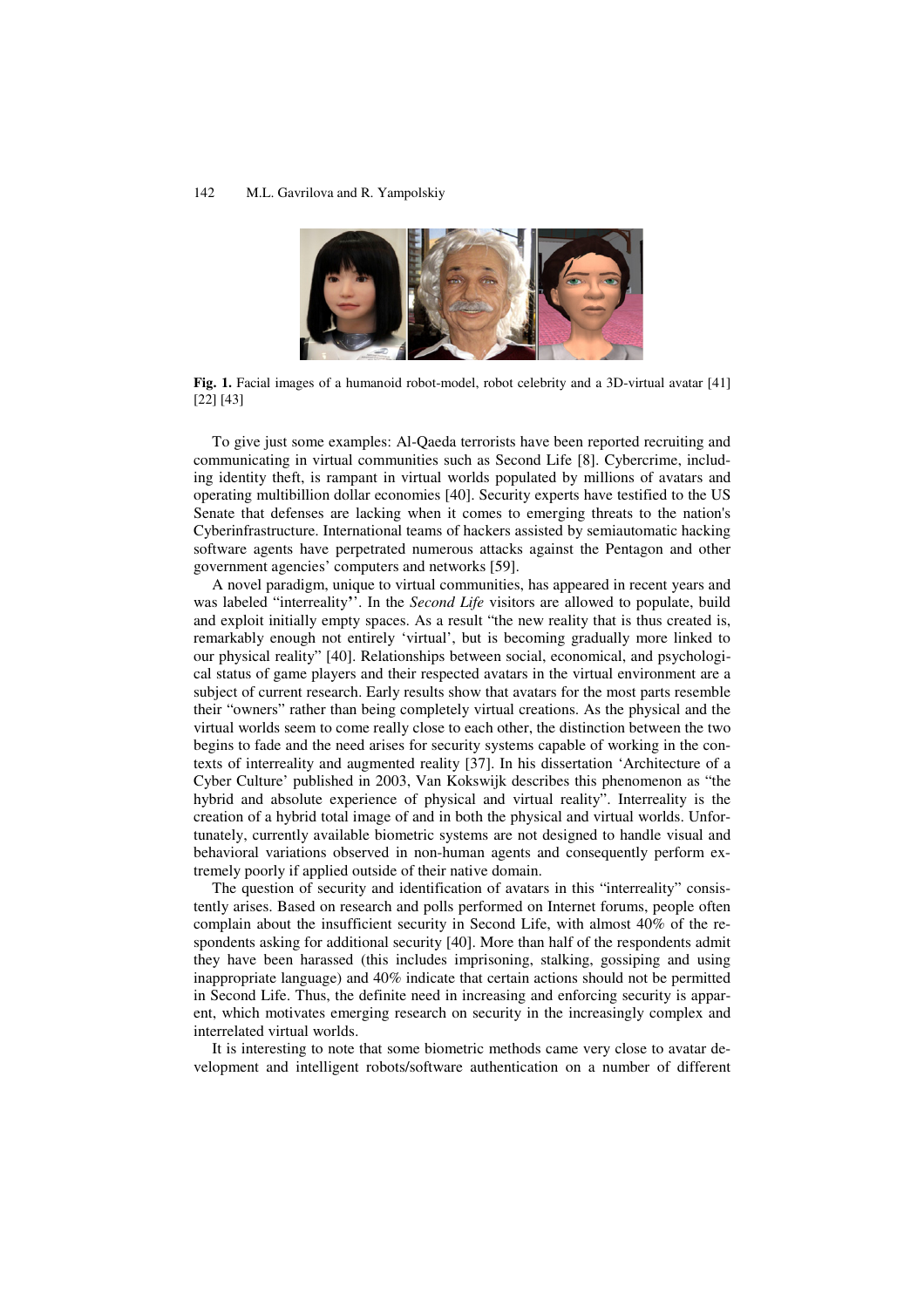Fig. 1. Facial images of a humanoid robot-model, robot celebrity and a 3D-virtual avatar [41] [22] [43]

To give just some examples: Al-Qaeda terrorists have been reported recruiting and communicating in virtual communities such as Second Life [8]. Cybercrime, including identity theft, is rampant in virtual worlds populated by millions of avatars and operating multibillion dollar economies [40]. Security experts have testified to the US Senate that defenses are lacking when it comes to emerging threats to the nation's Cyberinfrastructure. International teams of hackers assisted by semiautomatic hacking software agents have perpetrated numerous attacks against the Pentagon and other government agencies' computers and networks [59].

A novel paradigm, unique to virtual communities, has appeared in recent years and was labeled "interreality". In the *Second Life* visitors are allowed to populate, build and exploit initially empty spaces. As a result "the new reality that is thus created is, remarkably enough not entirely 'virtual', but is becoming gradually more linked to our physical reality" [40]. Relationships between social, economical, and psychological status of game players and their respected avatars in the virtual environment are a subject of current research. Early results show that avatars for the most parts resemble their "owners" rather than being completely virtual creations. As the physical and the virtual worlds seem to come really close to each other, the distinction between the two begins to fade and the need arises for security systems capable of working in the contexts of interreality and augmented reality [37]. In his dissertation 'Architecture of a Cyber Culture' published in 2003, Van Kokswijk describes this phenomenon as "the hybrid and absolute experience of physical and virtual reality". Interreality is the creation of a hybrid total image of and in both the physical and virtual worlds. Unfortunately, currently available biometric systems are not designed to handle visual and behavioral variations observed in non-human agents and consequently perform extremely poorly if applied outside of their native domain.

The question of security and identification of avatars in this "interreality" consistently arises. Based on research and polls performed on Internet forums, people often complain about the insufficient security in Second Life, with almost 40% of the respondents asking for additional security [40]. More than half of the respondents admit they have been harassed (this includes imprisoning, stalking, gossiping and using inappropriate language) and 40% indicate that certain actions should not be permitted in Second Life. Thus, the definite need in increasing and enforcing security is apparent, which motivates emerging research on security in the increasingly complex and interrelated virtual worlds.

It is interesting to note that some biometric methods came very close to avatar development and intelligent robots/software authentication on a number of different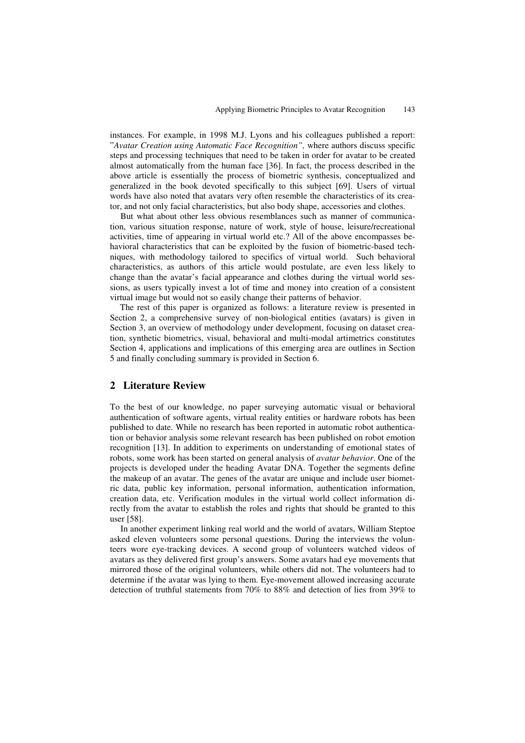instances. For example, in 1998 M.J. Lyons and his colleagues published a report: "*Avatar Creation using Automatic Face Recognition",* where authors discuss specific steps and processing techniques that need to be taken in order for avatar to be created almost automatically from the human face [36]. In fact, the process described in the above article is essentially the process of biometric synthesis, conceptualized and generalized in the book devoted specifically to this subject [69]. Users of virtual words have also noted that avatars very often resemble the characteristics of its creator, and not only facial characteristics, but also body shape, accessories and clothes.

But what about other less obvious resemblances such as manner of communication, various situation response, nature of work, style of house, leisure/recreational activities, time of appearing in virtual world etc.? All of the above encompasses behavioral characteristics that can be exploited by the fusion of biometric-based techniques, with methodology tailored to specifics of virtual world. Such behavioral characteristics, as authors of this article would postulate, are even less likely to change than the avatar's facial appearance and clothes during the virtual world sessions, as users typically invest a lot of time and money into creation of a consistent virtual image but would not so easily change their patterns of behavior.

The rest of this paper is organized as follows: a literature review is presented in Section 2, a comprehensive survey of non-biological entities (avatars) is given in Section 3, an overview of methodology under development, focusing on dataset creation, synthetic biometrics, visual, behavioral and multi-modal artimetrics constitutes Section 4, applications and implications of this emerging area are outlines in Section 5 and finally concluding summary is provided in Section 6.

## 2 Literature Review

To the best of our knowledge, no paper surveying automatic visual or behavioral authentication of software agents, virtual reality entities or hardware robots has been published to date. While no research has been reported in automatic robot authentication or behavior analysis some relevant research has been published on robot emotion recognition [13]. In addition to experiments on understanding of emotional states of robots, some work has been started on general analysis of *avatar behavior*. One of the projects is developed under the heading Avatar DNA. Together the segments define the makeup of an avatar. The genes of the avatar are unique and include user biometric data, public key information, personal information, authentication information, creation data, etc. Verification modules in the virtual world collect information directly from the avatar to establish the roles and rights that should be granted to this user [58].

In another experiment linking real world and the world of avatars, William Steptoe asked eleven volunteers some personal questions. During the interviews the volunteers wore eye-tracking devices. A second group of volunteers watched videos of avatars as they delivered first group's answers. Some avatars had eye movements that mirrored those of the original volunteers, while others did not. The volunteers had to determine if the avatar was lying to them. Eye-movement allowed increasing accurate detection of truthful statements from 70% to 88% and detection of lies from 39% to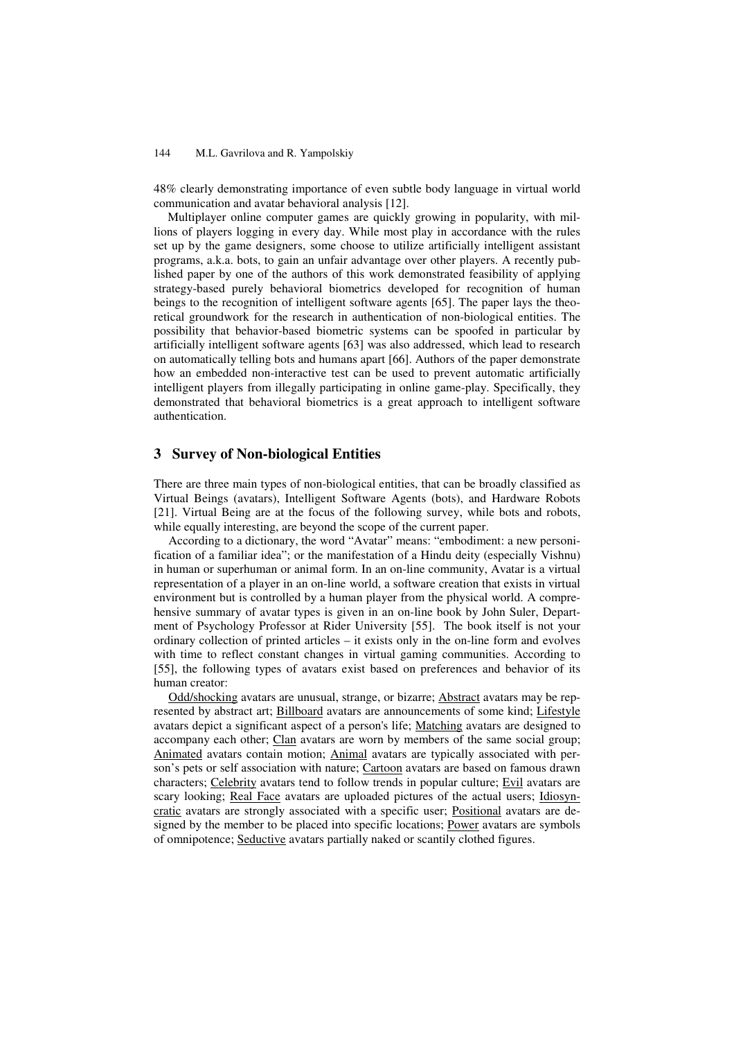48% clearly demonstrating importance of even subtle body language in virtual world communication and avatar behavioral analysis [12].

Multiplayer online computer games are quickly growing in popularity, with millions of players logging in every day. While most play in accordance with the rules set up by the game designers, some choose to utilize artificially intelligent assistant programs, a.k.a. bots, to gain an unfair advantage over other players. A recently published paper by one of the authors of this work demonstrated feasibility of applying strategy-based purely behavioral biometrics developed for recognition of human beings to the recognition of intelligent software agents [65]. The paper lays the theoretical groundwork for the research in authentication of non-biological entities. The possibility that behavior-based biometric systems can be spoofed in particular by artificially intelligent software agents [63] was also addressed, which lead to research on automatically telling bots and humans apart [66]. Authors of the paper demonstrate how an embedded non-interactive test can be used to prevent automatic artificially intelligent players from illegally participating in online game-play. Specifically, they demonstrated that behavioral biometrics is a great approach to intelligent software authentication.

## 3 Survey of Non-biological Entities

There are three main types of non-biological entities, that can be broadly classified as Virtual Beings (avatars), Intelligent Software Agents (bots), and Hardware Robots [21]. Virtual Being are at the focus of the following survey, while bots and robots, while equally interesting, are beyond the scope of the current paper.

According to a dictionary, the word "Avatar" means: "embodiment: a new personification of a familiar idea"; or the manifestation of a Hindu deity (especially Vishnu) in human or superhuman or animal form. In an on-line community, Avatar is a virtual representation of a player in an on-line world, a software creation that exists in virtual environment but is controlled by a human player from the physical world. A comprehensive summary of avatar types is given in an on-line book by John Suler, Department of Psychology Professor at Rider University [55]. The book itself is not your ordinary collection of printed articles – it exists only in the on-line form and evolves with time to reflect constant changes in virtual gaming communities. According to [55], the following types of avatars exist based on preferences and behavior of its human creator:

<u>Odd/shocking</u> avatars are unusual, strange, or bizarre; <u>Abstract</u> avatars may be represented by abstract art; <u>Billboard</u> avatars are announcements of some kind; <u>Lifestyle</u> avatars depict a significant aspect of a person's life; <u>Matching</u> avatars are designed to accompany each other; <u>Clan</u> avatars are worn by members of the same social group; <u>Animated</u> avatars contain motion; <u>Animal</u> avatars are typically associated with person's pets or self association with nature; <u>Cartoon</u> avatars are based on famous drawn characters; <u>Celebrity</u> avatars tend to follow trends in popular culture; <u>Evil</u> avatars are scary looking; <u>Real Face</u> avatars are uploaded pictures of the actual users; <u>Idiosyncratic</u> avatars are strongly associated with a specific user; <u>Positional</u> avatars are designed by the member to be placed into specific locations; <u>Power</u> avatars are symbols of omnipotence; <u>Seductive</u> avatars partially naked or scantily clothed figures.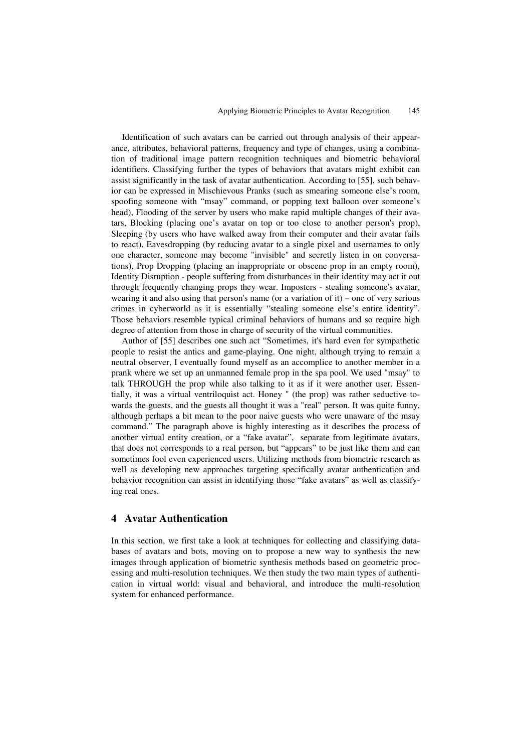Identification of such avatars can be carried out through analysis of their appearance, attributes, behavioral patterns, frequency and type of changes, using a combination of traditional image pattern recognition techniques and biometric behavioral identifiers. Classifying further the types of behaviors that avatars might exhibit can assist significantly in the task of avatar authentication. According to [55], such behavior can be expressed in Mischievous Pranks (such as smearing someone else's room, spoofing someone with "msay" command, or popping text balloon over someone's head), Flooding of the server by users who make rapid multiple changes of their avatars, Blocking (placing one's avatar on top or too close to another person's prop), Sleeping (by users who have walked away from their computer and their avatar fails to react), Eavesdropping (by reducing avatar to a single pixel and usernames to only one character, someone may become "invisible" and secretly listen in on conversations), Prop Dropping (placing an inappropriate or obscene prop in an empty room), Identity Disruption - people suffering from disturbances in their identity may act it out through frequently changing props they wear. Imposters - stealing someone's avatar, wearing it and also using that person's name (or a variation of it) – one of very serious crimes in cyberworld as it is essentially "stealing someone else's entire identity". Those behaviors resemble typical criminal behaviors of humans and so require high degree of attention from those in charge of security of the virtual communities.

Author of [55] describes one such act "Sometimes, it's hard even for sympathetic people to resist the antics and game-playing. One night, although trying to remain a neutral observer, I eventually found myself as an accomplice to another member in a prank where we set up an unmanned female prop in the spa pool. We used "msay" to talk THROUGH the prop while also talking to it as if it were another user. Essentially, it was a virtual ventriloquist act. Honey " (the prop) was rather seductive towards the guests, and the guests all thought it was a "real" person. It was quite funny, although perhaps a bit mean to the poor naive guests who were unaware of the msay command." The paragraph above is highly interesting as it describes the process of another virtual entity creation, or a "fake avatar", separate from legitimate avatars, that does not corresponds to a real person, but "appears" to be just like them and can sometimes fool even experienced users. Utilizing methods from biometric research as well as developing new approaches targeting specifically avatar authentication and behavior recognition can assist in identifying those "fake avatars" as well as classifying real ones.

## 4 Avatar Authentication

In this section, we first take a look at techniques for collecting and classifying databases of avatars and bots, moving on to propose a new way to synthesis the new images through application of biometric synthesis methods based on geometric processing and multi-resolution techniques. We then study the two main types of authentication in virtual world: visual and behavioral, and introduce the multi-resolution system for enhanced performance.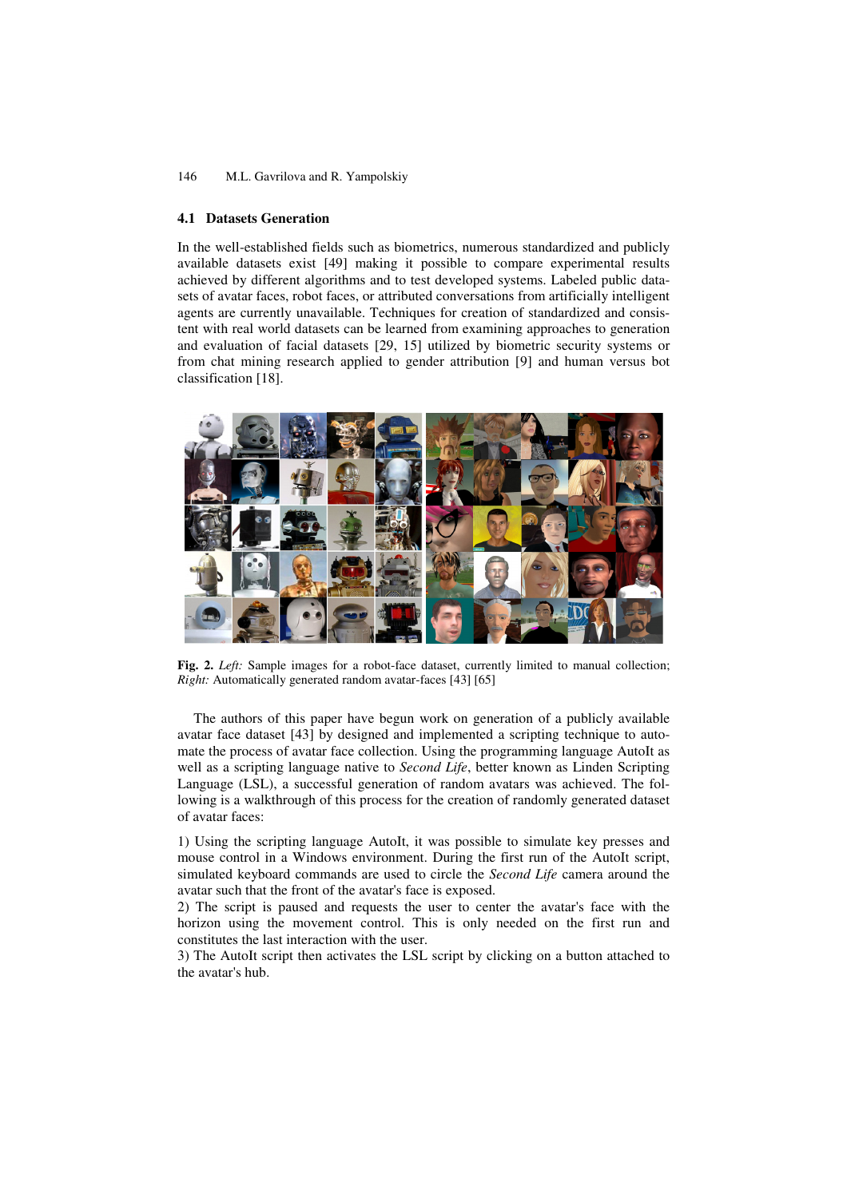### 4.1 Datasets Generation

In the well-established fields such as biometrics, numerous standardized and publicly available datasets exist [49] making it possible to compare experimental results achieved by different algorithms and to test developed systems. Labeled public datasets of avatar faces, robot faces, or attributed conversations from artificially intelligent agents are currently unavailable. Techniques for creation of standardized and consistent with real world datasets can be learned from examining approaches to generation and evaluation of facial datasets [29, 15] utilized by biometric security systems or from chat mining research applied to gender attribution [9] and human versus bot classification [18].

**Fig. 2.** *Left:* Sample images for a robot-face dataset, currently limited to manual collection; *Right:* Automatically generated random avatar-faces [43] [65]

The authors of this paper have begun work on generation of a publicly available avatar face dataset [43] by designed and implemented a scripting technique to automate the process of avatar face collection. Using the programming language AutoIt as well as a scripting language native to *Second Life*, better known as Linden Scripting Language (LSL), a successful generation of random avatars was achieved. The following is a walkthrough of this process for the creation of randomly generated dataset of avatar faces:

1) Using the scripting language AutoIt, it was possible to simulate key presses and mouse control in a Windows environment. During the first run of the AutoIt script, simulated keyboard commands are used to circle the *Second Life* camera around the avatar such that the front of the avatar's face is exposed.
2) The script is paused and requests the user to center the avatar's face with the horizon using the movement control. This is only needed on the first run and constitutes the last interaction with the user.
3) The AutoIt script then activates the LSL script by clicking on a button attached to the avatar's hub.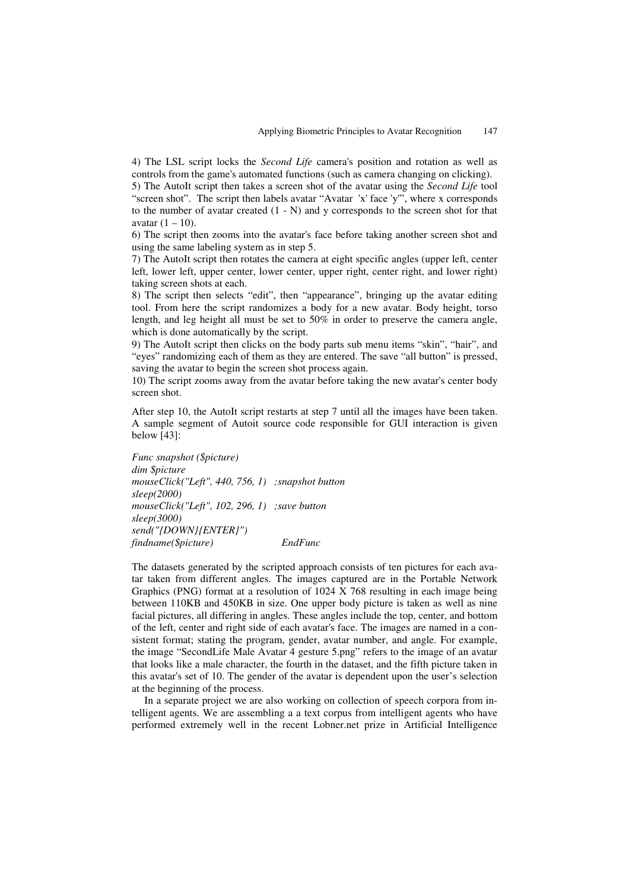4) The LSL script locks the *Second Life* camera's position and rotation as well as controls from the game's automated functions (such as camera changing on clicking).
5) The AutoIt script then takes a screen shot of the avatar using the *Second Life* tool "screen shot". The script then labels avatar "Avatar 'x' face 'y'", where x corresponds to the number of avatar created (1 - N) and y corresponds to the screen shot for that avatar (1 – 10).
6) The script then zooms into the avatar's face before taking another screen shot and using the same labeling system as in step 5.
7) The AutoIt script then rotates the camera at eight specific angles (upper left, center left, lower left, upper center, lower center, upper right, center right, and lower right) taking screen shots at each.
8) The script then selects "edit", then "appearance", bringing up the avatar editing tool. From here the script randomizes a body for a new avatar. Body height, torso length, and leg height all must be set to 50% in order to preserve the camera angle, which is done automatically by the script.
9) The AutoIt script then clicks on the body parts sub menu items "skin", "hair", and "eyes" randomizing each of them as they are entered. The save "all button" is pressed, saving the avatar to begin the screen shot process again.
10) The script zooms away from the avatar before taking the new avatar's center body screen shot.

After step 10, the AutoIt script restarts at step 7 until all the images have been taken. A sample segment of Autoit source code responsible for GUI interaction is given below [43]:

```
Func snapshot ($picture)
dim $picture
mouseClick("Left", 440, 756, 1)   ;snapshot button
sleep(2000)
mouseClick("Left", 102, 296, 1)   ;save button
sleep(3000)
send("{DOWN}{ENTER}")
findname($picture)                EndFunc
```

The datasets generated by the scripted approach consists of ten pictures for each avatar taken from different angles. The images captured are in the Portable Network Graphics (PNG) format at a resolution of 1024 X 768 resulting in each image being between 110KB and 450KB in size. One upper body picture is taken as well as nine facial pictures, all differing in angles. These angles include the top, center, and bottom of the left, center and right side of each avatar's face. The images are named in a consistent format; stating the program, gender, avatar number, and angle. For example, the image "SecondLife Male Avatar 4 gesture 5.png" refers to the image of an avatar that looks like a male character, the fourth in the dataset, and the fifth picture taken in this avatar's set of 10. The gender of the avatar is dependent upon the user's selection at the beginning of the process.

In a separate project we are also working on collection of speech corpora from intelligent agents. We are assembling a a text corpus from intelligent agents who have performed extremely well in the recent Lobner.net prize in Artificial Intelligence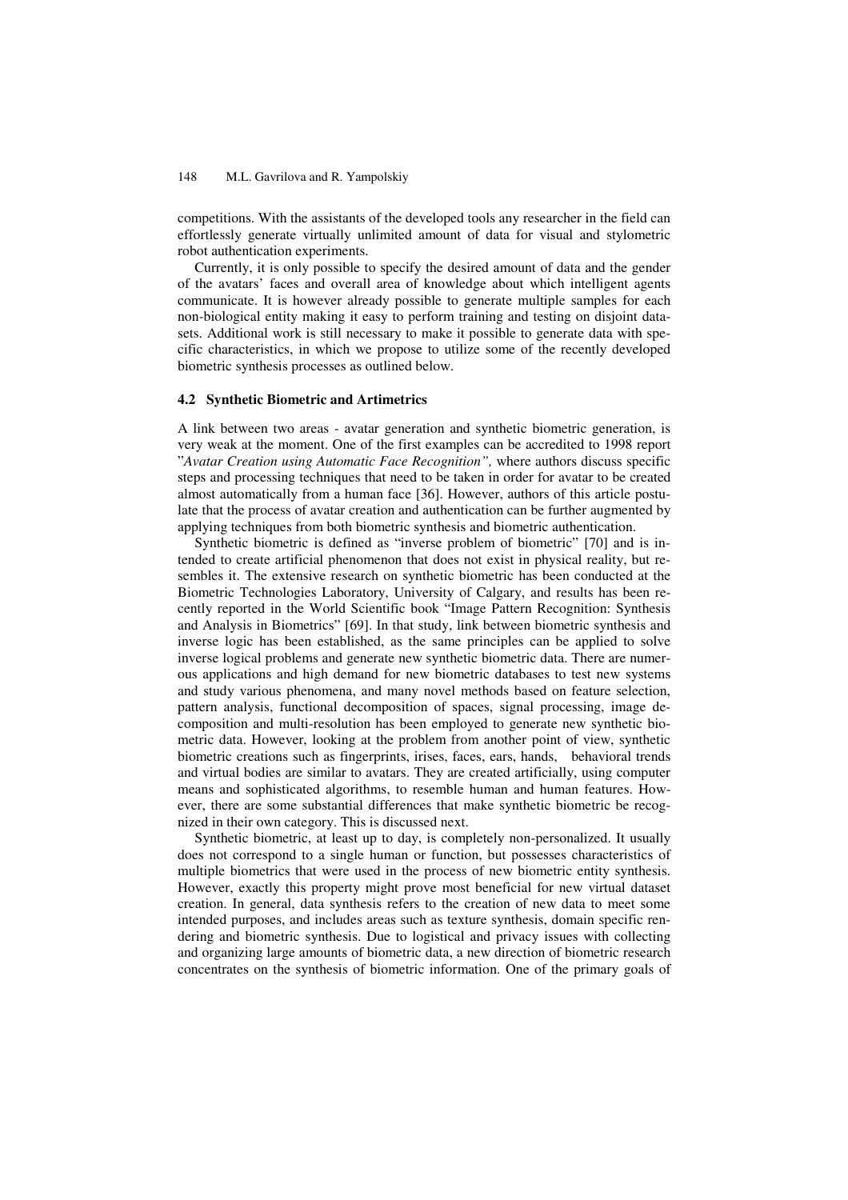competitions. With the assistants of the developed tools any researcher in the field can effortlessly generate virtually unlimited amount of data for visual and stylometric robot authentication experiments.

Currently, it is only possible to specify the desired amount of data and the gender of the avatars' faces and overall area of knowledge about which intelligent agents communicate. It is however already possible to generate multiple samples for each non-biological entity making it easy to perform training and testing on disjoint datasets. Additional work is still necessary to make it possible to generate data with specific characteristics, in which we propose to utilize some of the recently developed biometric synthesis processes as outlined below.

### 4.2 Synthetic Biometric and Artimetrics

A link between two areas - avatar generation and synthetic biometric generation, is very weak at the moment. One of the first examples can be accredited to 1998 report "*Avatar Creation using Automatic Face Recognition",* where authors discuss specific steps and processing techniques that need to be taken in order for avatar to be created almost automatically from a human face [36]. However, authors of this article postulate that the process of avatar creation and authentication can be further augmented by applying techniques from both biometric synthesis and biometric authentication.

Synthetic biometric is defined as "inverse problem of biometric" [70] and is intended to create artificial phenomenon that does not exist in physical reality, but resembles it. The extensive research on synthetic biometric has been conducted at the Biometric Technologies Laboratory, University of Calgary, and results has been recently reported in the World Scientific book "Image Pattern Recognition: Synthesis and Analysis in Biometrics" [69]. In that study, link between biometric synthesis and inverse logic has been established, as the same principles can be applied to solve inverse logical problems and generate new synthetic biometric data. There are numerous applications and high demand for new biometric databases to test new systems and study various phenomena, and many novel methods based on feature selection, pattern analysis, functional decomposition of spaces, signal processing, image decomposition and multi-resolution has been employed to generate new synthetic biometric data. However, looking at the problem from another point of view, synthetic biometric creations such as fingerprints, irises, faces, ears, hands, behavioral trends and virtual bodies are similar to avatars. They are created artificially, using computer means and sophisticated algorithms, to resemble human and human features. However, there are some substantial differences that make synthetic biometric be recognized in their own category. This is discussed next.

Synthetic biometric, at least up to day, is completely non-personalized. It usually does not correspond to a single human or function, but possesses characteristics of multiple biometrics that were used in the process of new biometric entity synthesis. However, exactly this property might prove most beneficial for new virtual dataset creation. In general, data synthesis refers to the creation of new data to meet some intended purposes, and includes areas such as texture synthesis, domain specific rendering and biometric synthesis. Due to logistical and privacy issues with collecting and organizing large amounts of biometric data, a new direction of biometric research concentrates on the synthesis of biometric information. One of the primary goals of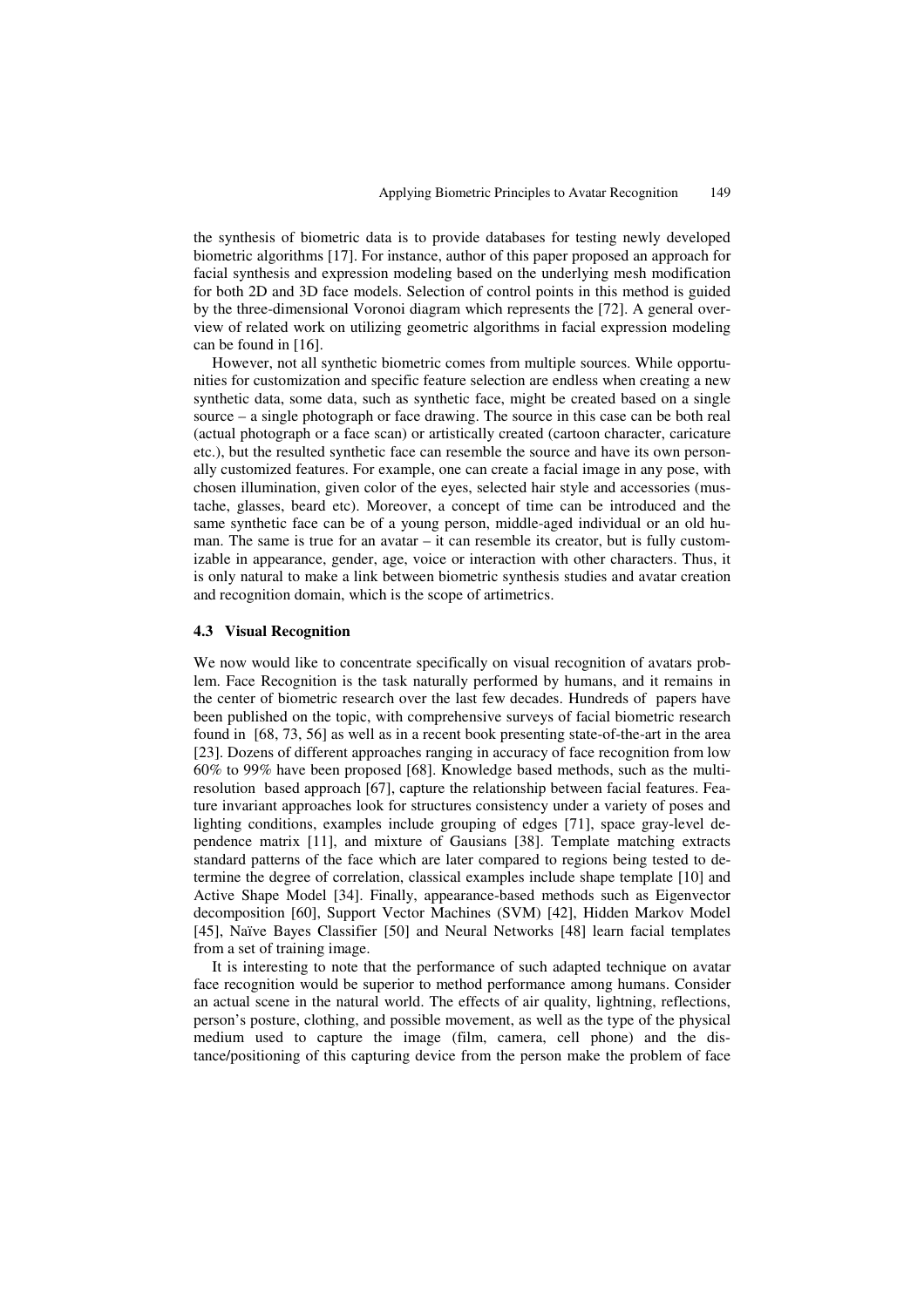the synthesis of biometric data is to provide databases for testing newly developed biometric algorithms [17]. For instance, author of this paper proposed an approach for facial synthesis and expression modeling based on the underlying mesh modification for both 2D and 3D face models. Selection of control points in this method is guided by the three-dimensional Voronoi diagram which represents the [72]. A general overview of related work on utilizing geometric algorithms in facial expression modeling can be found in [16].

However, not all synthetic biometric comes from multiple sources. While opportunities for customization and specific feature selection are endless when creating a new synthetic data, some data, such as synthetic face, might be created based on a single source – a single photograph or face drawing. The source in this case can be both real (actual photograph or a face scan) or artistically created (cartoon character, caricature etc.), but the resulted synthetic face can resemble the source and have its own personally customized features. For example, one can create a facial image in any pose, with chosen illumination, given color of the eyes, selected hair style and accessories (mustache, glasses, beard etc). Moreover, a concept of time can be introduced and the same synthetic face can be of a young person, middle-aged individual or an old human. The same is true for an avatar – it can resemble its creator, but is fully customizable in appearance, gender, age, voice or interaction with other characters. Thus, it is only natural to make a link between biometric synthesis studies and avatar creation and recognition domain, which is the scope of artimetrics.

### 4.3 Visual Recognition

We now would like to concentrate specifically on visual recognition of avatars problem. Face Recognition is the task naturally performed by humans, and it remains in the center of biometric research over the last few decades. Hundreds of papers have been published on the topic, with comprehensive surveys of facial biometric research found in [68, 73, 56] as well as in a recent book presenting state-of-the-art in the area [23]. Dozens of different approaches ranging in accuracy of face recognition from low 60% to 99% have been proposed [68]. Knowledge based methods, such as the multi-resolution based approach [67], capture the relationship between facial features. Feature invariant approaches look for structures consistency under a variety of poses and lighting conditions, examples include grouping of edges [71], space gray-level dependence matrix [11], and mixture of Gausians [38]. Template matching extracts standard patterns of the face which are later compared to regions being tested to determine the degree of correlation, classical examples include shape template [10] and Active Shape Model [34]. Finally, appearance-based methods such as Eigenvector decomposition [60], Support Vector Machines (SVM) [42], Hidden Markov Model [45], Naïve Bayes Classifier [50] and Neural Networks [48] learn facial templates from a set of training image.

It is interesting to note that the performance of such adapted technique on avatar face recognition would be superior to method performance among humans. Consider an actual scene in the natural world. The effects of air quality, lightning, reflections, person's posture, clothing, and possible movement, as well as the type of the physical medium used to capture the image (film, camera, cell phone) and the distance/positioning of this capturing device from the person make the problem of face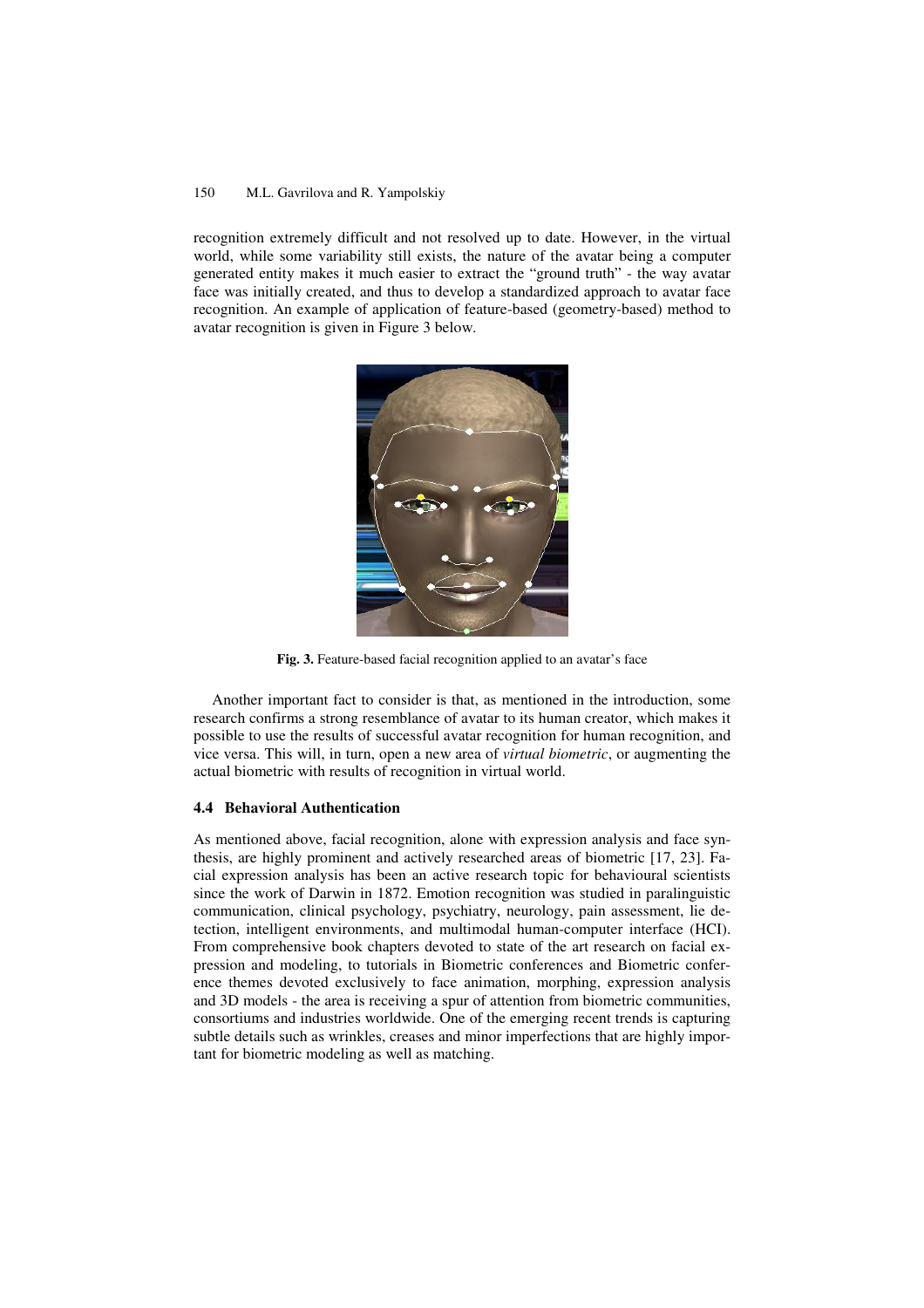recognition extremely difficult and not resolved up to date. However, in the virtual world, while some variability still exists, the nature of the avatar being a computer generated entity makes it much easier to extract the "ground truth" - the way avatar face was initially created, and thus to develop a standardized approach to avatar face recognition. An example of application of feature-based (geometry-based) method to avatar recognition is given in Figure 3 below.

**Fig. 3.** Feature-based facial recognition applied to an avatar's face

Another important fact to consider is that, as mentioned in the introduction, some research confirms a strong resemblance of avatar to its human creator, which makes it possible to use the results of successful avatar recognition for human recognition, and vice versa. This will, in turn, open a new area of *virtual biometric*, or augmenting the actual biometric with results of recognition in virtual world.

### 4.4 Behavioral Authentication

As mentioned above, facial recognition, alone with expression analysis and face synthesis, are highly prominent and actively researched areas of biometric [17, 23]. Facial expression analysis has been an active research topic for behavioural scientists since the work of Darwin in 1872. Emotion recognition was studied in paralinguistic communication, clinical psychology, psychiatry, neurology, pain assessment, lie detection, intelligent environments, and multimodal human-computer interface (HCI). From comprehensive book chapters devoted to state of the art research on facial expression and modeling, to tutorials in Biometric conferences and Biometric conference themes devoted exclusively to face animation, morphing, expression analysis and 3D models - the area is receiving a spur of attention from biometric communities, consortiums and industries worldwide. One of the emerging recent trends is capturing subtle details such as wrinkles, creases and minor imperfections that are highly important for biometric modeling as well as matching.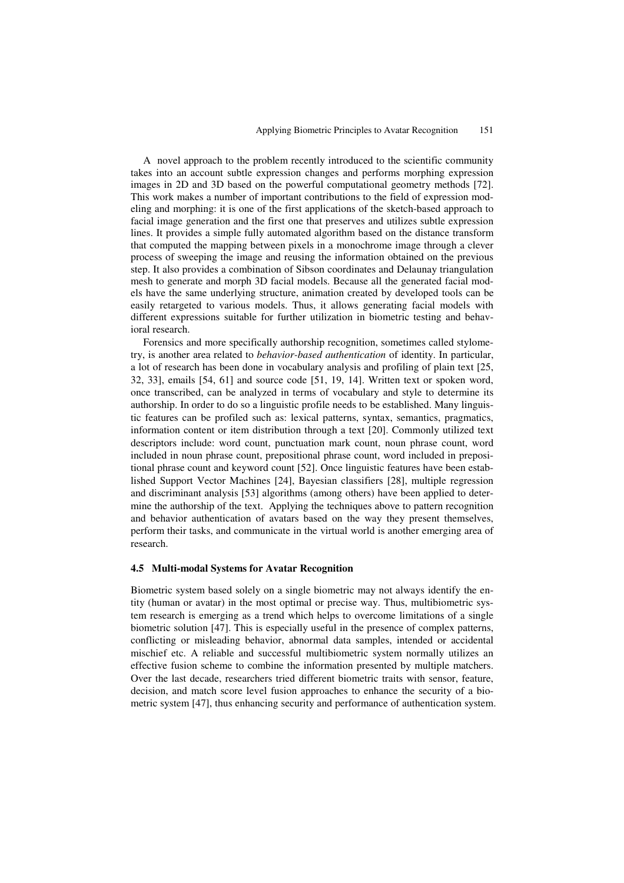A novel approach to the problem recently introduced to the scientific community takes into an account subtle expression changes and performs morphing expression images in 2D and 3D based on the powerful computational geometry methods [72]. This work makes a number of important contributions to the field of expression modeling and morphing: it is one of the first applications of the sketch-based approach to facial image generation and the first one that preserves and utilizes subtle expression lines. It provides a simple fully automated algorithm based on the distance transform that computed the mapping between pixels in a monochrome image through a clever process of sweeping the image and reusing the information obtained on the previous step. It also provides a combination of Sibson coordinates and Delaunay triangulation mesh to generate and morph 3D facial models. Because all the generated facial models have the same underlying structure, animation created by developed tools can be easily retargeted to various models. Thus, it allows generating facial models with different expressions suitable for further utilization in biometric testing and behavioral research.

Forensics and more specifically authorship recognition, sometimes called stylometry, is another area related to *behavior-based authentication* of identity. In particular, a lot of research has been done in vocabulary analysis and profiling of plain text [25, 32, 33], emails [54, 61] and source code [51, 19, 14]. Written text or spoken word, once transcribed, can be analyzed in terms of vocabulary and style to determine its authorship. In order to do so a linguistic profile needs to be established. Many linguistic features can be profiled such as: lexical patterns, syntax, semantics, pragmatics, information content or item distribution through a text [20]. Commonly utilized text descriptors include: word count, punctuation mark count, noun phrase count, word included in noun phrase count, prepositional phrase count, word included in prepositional phrase count and keyword count [52]. Once linguistic features have been established Support Vector Machines [24], Bayesian classifiers [28], multiple regression and discriminant analysis [53] algorithms (among others) have been applied to determine the authorship of the text. Applying the techniques above to pattern recognition and behavior authentication of avatars based on the way they present themselves, perform their tasks, and communicate in the virtual world is another emerging area of research.

### 4.5 Multi-modal Systems for Avatar Recognition

Biometric system based solely on a single biometric may not always identify the entity (human or avatar) in the most optimal or precise way. Thus, multibiometric system research is emerging as a trend which helps to overcome limitations of a single biometric solution [47]. This is especially useful in the presence of complex patterns, conflicting or misleading behavior, abnormal data samples, intended or accidental mischief etc. A reliable and successful multibiometric system normally utilizes an effective fusion scheme to combine the information presented by multiple matchers. Over the last decade, researchers tried different biometric traits with sensor, feature, decision, and match score level fusion approaches to enhance the security of a biometric system [47], thus enhancing security and performance of authentication system.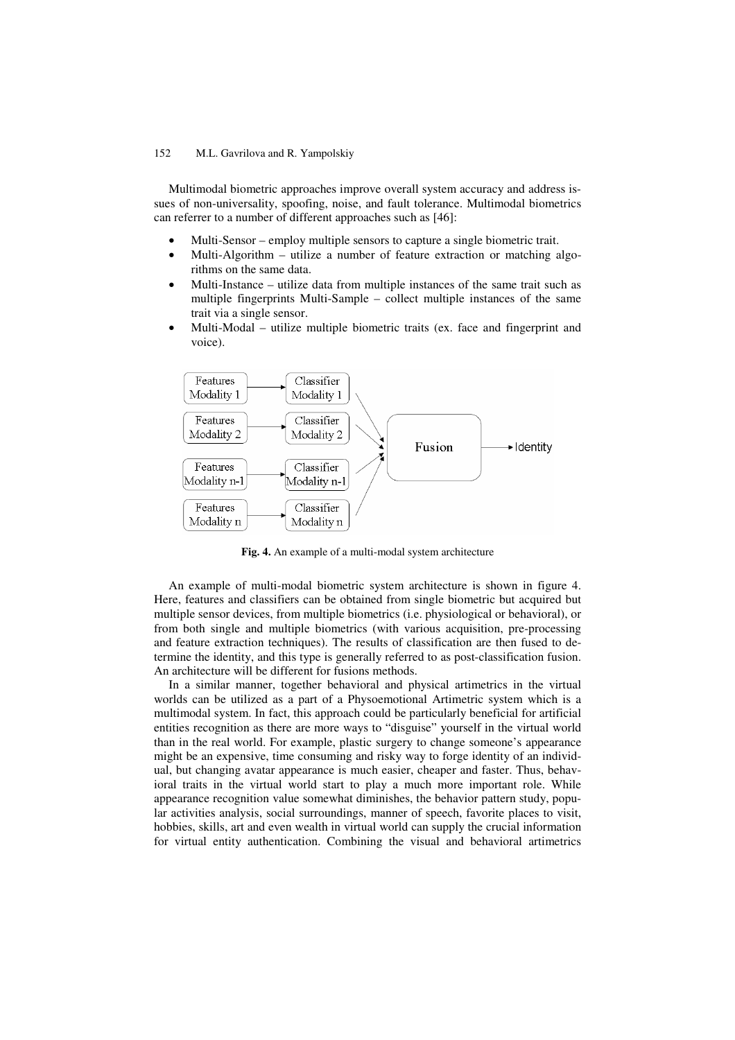Multimodal biometric approaches improve overall system accuracy and address issues of non-universality, spoofing, noise, and fault tolerance. Multimodal biometrics can referrer to a number of different approaches such as [46]:

- Multi-Sensor – employ multiple sensors to capture a single biometric trait.
- Multi-Algorithm – utilize a number of feature extraction or matching algorithms on the same data.
- Multi-Instance – utilize data from multiple instances of the same trait such as multiple fingerprints Multi-Sample – collect multiple instances of the same trait via a single sensor.
- Multi-Modal – utilize multiple biometric traits (ex. face and fingerprint and voice).

Features Modality 1
Classifier Modality 1
Features Modality 2
Classifier Modality 2
Features Modality n-1
Classifier Modality n-1
Features Modality n
Classifier Modality n
Fusion
Identity

**Fig. 4.** An example of a multi-modal system architecture

An example of multi-modal biometric system architecture is shown in figure 4. Here, features and classifiers can be obtained from single biometric but acquired but multiple sensor devices, from multiple biometrics (i.e. physiological or behavioral), or from both single and multiple biometrics (with various acquisition, pre-processing and feature extraction techniques). The results of classification are then fused to determine the identity, and this type is generally referred to as post-classification fusion. An architecture will be different for fusions methods.

In a similar manner, together behavioral and physical artimetrics in the virtual worlds can be utilized as a part of a Physoemotional Artimetric system which is a multimodal system. In fact, this approach could be particularly beneficial for artificial entities recognition as there are more ways to "disguise" yourself in the virtual world than in the real world. For example, plastic surgery to change someone's appearance might be an expensive, time consuming and risky way to forge identity of an individual, but changing avatar appearance is much easier, cheaper and faster. Thus, behavioral traits in the virtual world start to play a much more important role. While appearance recognition value somewhat diminishes, the behavior pattern study, popular activities analysis, social surroundings, manner of speech, favorite places to visit, hobbies, skills, art and even wealth in virtual world can supply the crucial information for virtual entity authentication. Combining the visual and behavioral artimetrics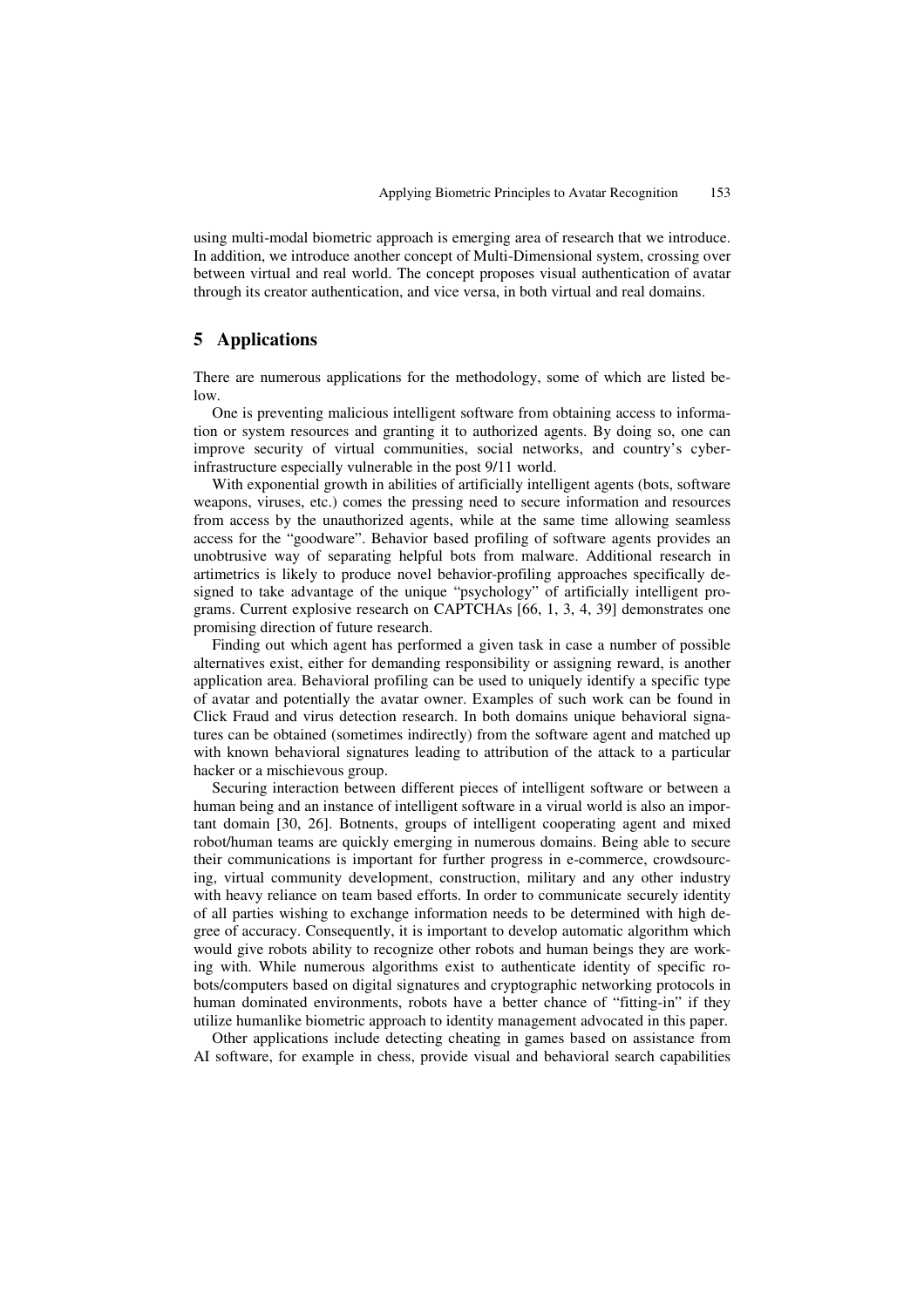using multi-modal biometric approach is emerging area of research that we introduce. In addition, we introduce another concept of Multi-Dimensional system, crossing over between virtual and real world. The concept proposes visual authentication of avatar through its creator authentication, and vice versa, in both virtual and real domains.

## 5 Applications

There are numerous applications for the methodology, some of which are listed below.

One is preventing malicious intelligent software from obtaining access to information or system resources and granting it to authorized agents. By doing so, one can improve security of virtual communities, social networks, and country's cyber-infrastructure especially vulnerable in the post 9/11 world.

With exponential growth in abilities of artificially intelligent agents (bots, software weapons, viruses, etc.) comes the pressing need to secure information and resources from access by the unauthorized agents, while at the same time allowing seamless access for the "goodware". Behavior based profiling of software agents provides an unobtrusive way of separating helpful bots from malware. Additional research in artimetrics is likely to produce novel behavior-profiling approaches specifically designed to take advantage of the unique "psychology" of artificially intelligent programs. Current explosive research on CAPTCHAs [66, 1, 3, 4, 39] demonstrates one promising direction of future research.

Finding out which agent has performed a given task in case a number of possible alternatives exist, either for demanding responsibility or assigning reward, is another application area. Behavioral profiling can be used to uniquely identify a specific type of avatar and potentially the avatar owner. Examples of such work can be found in Click Fraud and virus detection research. In both domains unique behavioral signatures can be obtained (sometimes indirectly) from the software agent and matched up with known behavioral signatures leading to attribution of the attack to a particular hacker or a mischievous group.

Securing interaction between different pieces of intelligent software or between a human being and an instance of intelligent software in a virual world is also an important domain [30, 26]. Botnents, groups of intelligent cooperating agent and mixed robot/human teams are quickly emerging in numerous domains. Being able to secure their communications is important for further progress in e-commerce, crowdsourcing, virtual community development, construction, military and any other industry with heavy reliance on team based efforts. In order to communicate securely identity of all parties wishing to exchange information needs to be determined with high degree of accuracy. Consequently, it is important to develop automatic algorithm which would give robots ability to recognize other robots and human beings they are working with. While numerous algorithms exist to authenticate identity of specific robots/computers based on digital signatures and cryptographic networking protocols in human dominated environments, robots have a better chance of "fitting-in" if they utilize humanlike biometric approach to identity management advocated in this paper.

Other applications include detecting cheating in games based on assistance from AI software, for example in chess, provide visual and behavioral search capabilities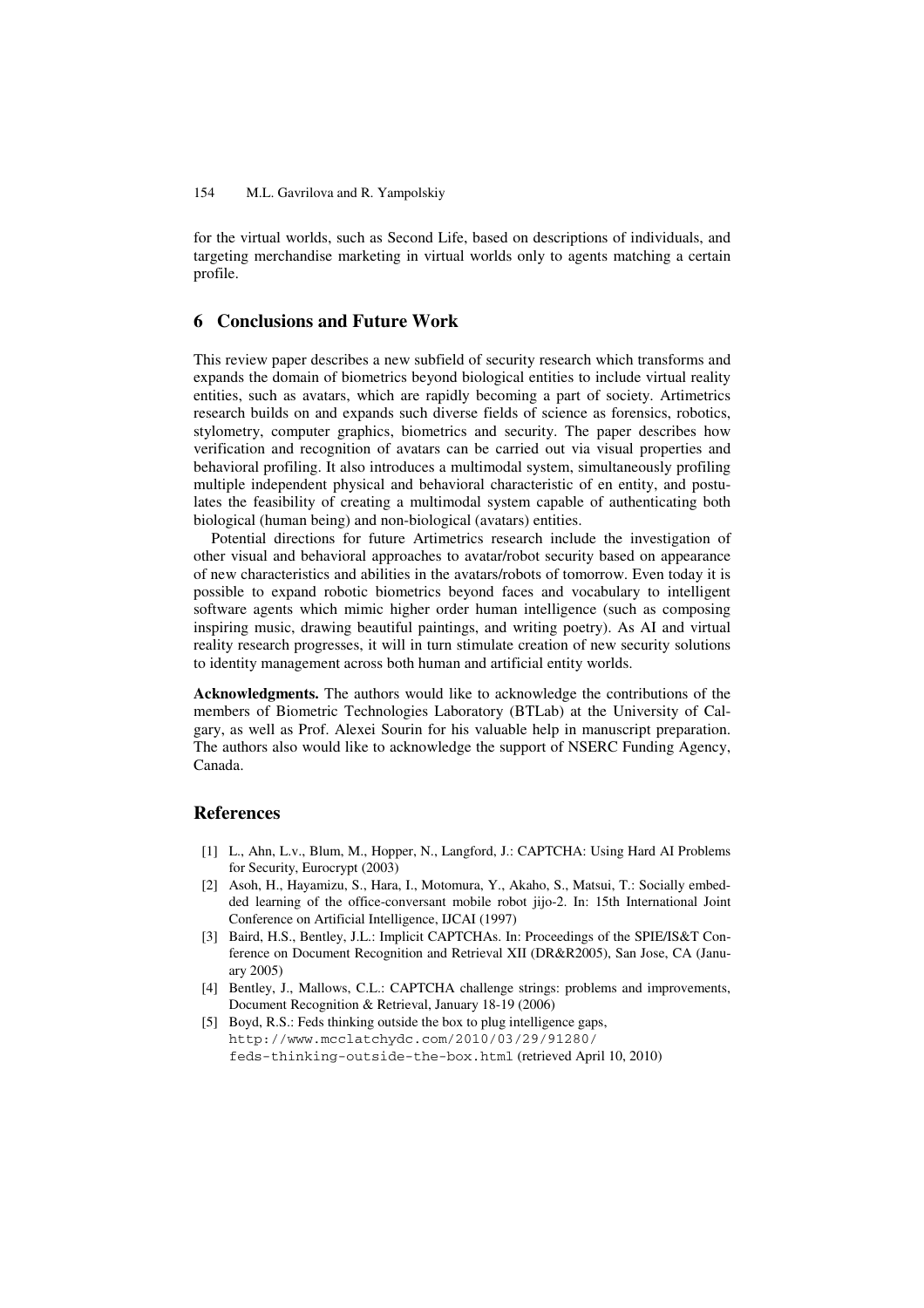for the virtual worlds, such as Second Life, based on descriptions of individuals, and targeting merchandise marketing in virtual worlds only to agents matching a certain profile.

## 6 Conclusions and Future Work

This review paper describes a new subfield of security research which transforms and expands the domain of biometrics beyond biological entities to include virtual reality entities, such as avatars, which are rapidly becoming a part of society. Artimetrics research builds on and expands such diverse fields of science as forensics, robotics, stylometry, computer graphics, biometrics and security. The paper describes how verification and recognition of avatars can be carried out via visual properties and behavioral profiling. It also introduces a multimodal system, simultaneously profiling multiple independent physical and behavioral characteristic of en entity, and postulates the feasibility of creating a multimodal system capable of authenticating both biological (human being) and non-biological (avatars) entities.

Potential directions for future Artimetrics research include the investigation of other visual and behavioral approaches to avatar/robot security based on appearance of new characteristics and abilities in the avatars/robots of tomorrow. Even today it is possible to expand robotic biometrics beyond faces and vocabulary to intelligent software agents which mimic higher order human intelligence (such as composing inspiring music, drawing beautiful paintings, and writing poetry). As AI and virtual reality research progresses, it will in turn stimulate creation of new security solutions to identity management across both human and artificial entity worlds.

**Acknowledgments.** The authors would like to acknowledge the contributions of the members of Biometric Technologies Laboratory (BTLab) at the University of Calgary, as well as Prof. Alexei Sourin for his valuable help in manuscript preparation. The authors also would like to acknowledge the support of NSERC Funding Agency, Canada.

## References

[1] L., Ahn, L.v., Blum, M., Hopper, N., Langford, J.: CAPTCHA: Using Hard AI Problems for Security, Eurocrypt (2003)

[2] Asoh, H., Hayamizu, S., Hara, I., Motomura, Y., Akaho, S., Matsui, T.: Socially embedded learning of the office-conversant mobile robot jijo-2. In: 15th International Joint Conference on Artificial Intelligence, IJCAI (1997)

[3] Baird, H.S., Bentley, J.L.: Implicit CAPTCHAs. In: Proceedings of the SPIE/IS&T Conference on Document Recognition and Retrieval XII (DR&R2005), San Jose, CA (January 2005)

[4] Bentley, J., Mallows, C.L.: CAPTCHA challenge strings: problems and improvements, Document Recognition & Retrieval, January 18-19 (2006)

[5] Boyd, R.S.: Feds thinking outside the box to plug intelligence gaps, `http://www.mcclatchydc.com/2010/03/29/91280/feds-thinking-outside-the-box.html` (retrieved April 10, 2010)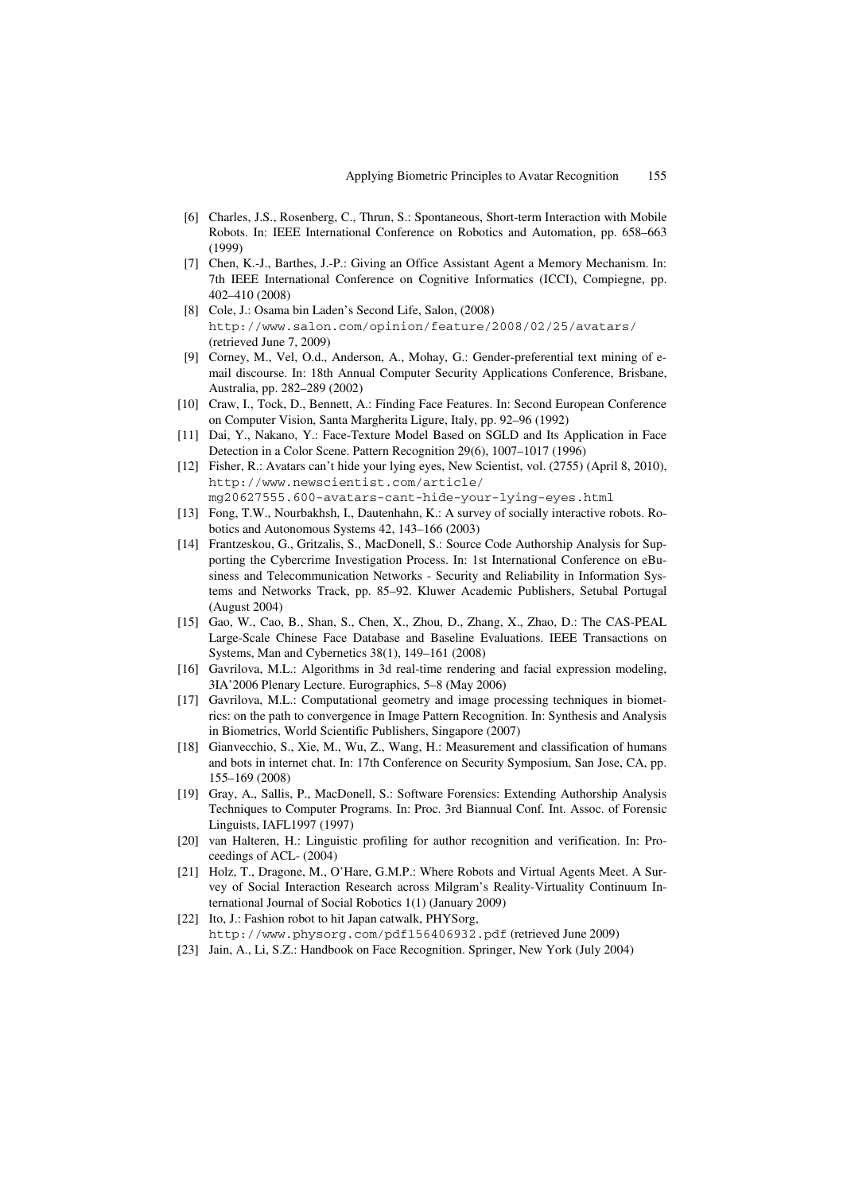[6] Charles, J.S., Rosenberg, C., Thrun, S.: Spontaneous, Short-term Interaction with Mobile Robots. In: IEEE International Conference on Robotics and Automation, pp. 658–663 (1999)

[7] Chen, K.-J., Barthes, J.-P.: Giving an Office Assistant Agent a Memory Mechanism. In: 7th IEEE International Conference on Cognitive Informatics (ICCI), Compiegne, pp. 402–410 (2008)

[8] Cole, J.: Osama bin Laden's Second Life, Salon, (2008) http://www.salon.com/opinion/feature/2008/02/25/avatars/ (retrieved June 7, 2009)

[9] Corney, M., Vel, O.d., Anderson, A., Mohay, G.: Gender-preferential text mining of e-mail discourse. In: 18th Annual Computer Security Applications Conference, Brisbane, Australia, pp. 282–289 (2002)

[10] Craw, I., Tock, D., Bennett, A.: Finding Face Features. In: Second European Conference on Computer Vision, Santa Margherita Ligure, Italy, pp. 92–96 (1992)

[11] Dai, Y., Nakano, Y.: Face-Texture Model Based on SGLD and Its Application in Face Detection in a Color Scene. Pattern Recognition 29(6), 1007–1017 (1996)

[12] Fisher, R.: Avatars can't hide your lying eyes, New Scientist, vol. (2755) (April 8, 2010), http://www.newscientist.com/article/mg20627555.600-avatars-cant-hide-your-lying-eyes.html

[13] Fong, T.W., Nourbakhsh, I., Dautenhahn, K.: A survey of socially interactive robots. Robotics and Autonomous Systems 42, 143–166 (2003)

[14] Frantzeskou, G., Gritzalis, S., MacDonell, S.: Source Code Authorship Analysis for Supporting the Cybercrime Investigation Process. In: 1st International Conference on eBusiness and Telecommunication Networks - Security and Reliability in Information Systems and Networks Track, pp. 85–92. Kluwer Academic Publishers, Setubal Portugal (August 2004)

[15] Gao, W., Cao, B., Shan, S., Chen, X., Zhou, D., Zhang, X., Zhao, D.: The CAS-PEAL Large-Scale Chinese Face Database and Baseline Evaluations. IEEE Transactions on Systems, Man and Cybernetics 38(1), 149–161 (2008)

[16] Gavrilova, M.L.: Algorithms in 3d real-time rendering and facial expression modeling, 3IA'2006 Plenary Lecture. Eurographics, 5–8 (May 2006)

[17] Gavrilova, M.L.: Computational geometry and image processing techniques in biometrics: on the path to convergence in Image Pattern Recognition. In: Synthesis and Analysis in Biometrics, World Scientific Publishers, Singapore (2007)

[18] Gianvecchio, S., Xie, M., Wu, Z., Wang, H.: Measurement and classification of humans and bots in internet chat. In: 17th Conference on Security Symposium, San Jose, CA, pp. 155–169 (2008)

[19] Gray, A., Sallis, P., MacDonell, S.: Software Forensics: Extending Authorship Analysis Techniques to Computer Programs. In: Proc. 3rd Biannual Conf. Int. Assoc. of Forensic Linguists, IAFL1997 (1997)

[20] van Halteren, H.: Linguistic profiling for author recognition and verification. In: Proceedings of ACL- (2004)

[21] Holz, T., Dragone, M., O'Hare, G.M.P.: Where Robots and Virtual Agents Meet. A Survey of Social Interaction Research across Milgram's Reality-Virtuality Continuum International Journal of Social Robotics 1(1) (January 2009)

[22] Ito, J.: Fashion robot to hit Japan catwalk, PHYSorg, http://www.physorg.com/pdf156406932.pdf (retrieved June 2009)

[23] Jain, A., Li, S.Z.: Handbook on Face Recognition. Springer, New York (July 2004)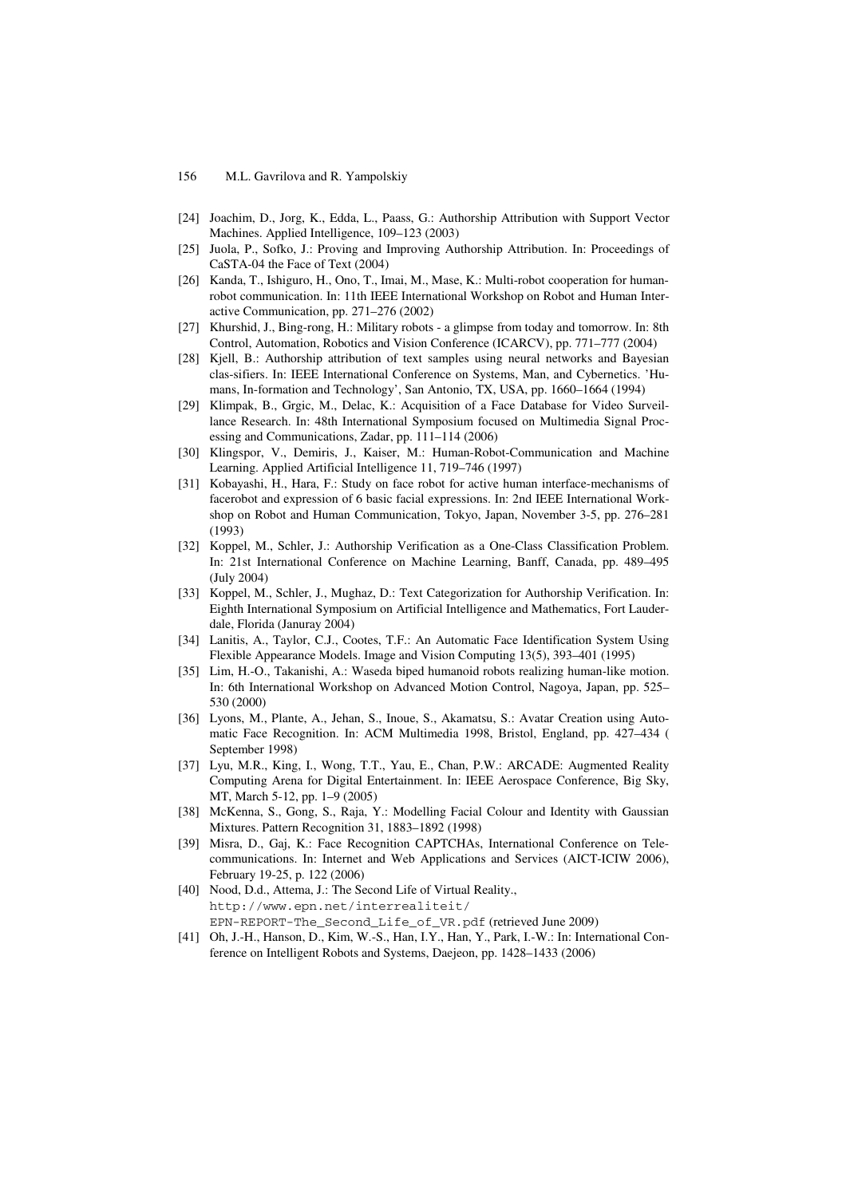[24] Joachim, D., Jorg, K., Edda, L., Paass, G.: Authorship Attribution with Support Vector Machines. Applied Intelligence, 109–123 (2003)

[25] Juola, P., Sofko, J.: Proving and Improving Authorship Attribution. In: Proceedings of CaSTA-04 the Face of Text (2004)

[26] Kanda, T., Ishiguro, H., Ono, T., Imai, M., Mase, K.: Multi-robot cooperation for human-robot communication. In: 11th IEEE International Workshop on Robot and Human Interactive Communication, pp. 271–276 (2002)

[27] Khurshid, J., Bing-rong, H.: Military robots - a glimpse from today and tomorrow. In: 8th Control, Automation, Robotics and Vision Conference (ICARCV), pp. 771–777 (2004)

[28] Kjell, B.: Authorship attribution of text samples using neural networks and Bayesian clas-sifiers. In: IEEE International Conference on Systems, Man, and Cybernetics. 'Humans, In-formation and Technology', San Antonio, TX, USA, pp. 1660–1664 (1994)

[29] Klimpak, B., Grgic, M., Delac, K.: Acquisition of a Face Database for Video Surveillance Research. In: 48th International Symposium focused on Multimedia Signal Processing and Communications, Zadar, pp. 111–114 (2006)

[30] Klingspor, V., Demiris, J., Kaiser, M.: Human-Robot-Communication and Machine Learning. Applied Artificial Intelligence 11, 719–746 (1997)

[31] Kobayashi, H., Hara, F.: Study on face robot for active human interface-mechanisms of facerobot and expression of 6 basic facial expressions. In: 2nd IEEE International Workshop on Robot and Human Communication, Tokyo, Japan, November 3-5, pp. 276–281 (1993)

[32] Koppel, M., Schler, J.: Authorship Verification as a One-Class Classification Problem. In: 21st International Conference on Machine Learning, Banff, Canada, pp. 489–495 (July 2004)

[33] Koppel, M., Schler, J., Mughaz, D.: Text Categorization for Authorship Verification. In: Eighth International Symposium on Artificial Intelligence and Mathematics, Fort Lauderdale, Florida (Januray 2004)

[34] Lanitis, A., Taylor, C.J., Cootes, T.F.: An Automatic Face Identification System Using Flexible Appearance Models. Image and Vision Computing 13(5), 393–401 (1995)

[35] Lim, H.-O., Takanishi, A.: Waseda biped humanoid robots realizing human-like motion. In: 6th International Workshop on Advanced Motion Control, Nagoya, Japan, pp. 525–530 (2000)

[36] Lyons, M., Plante, A., Jehan, S., Inoue, S., Akamatsu, S.: Avatar Creation using Automatic Face Recognition. In: ACM Multimedia 1998, Bristol, England, pp. 427–434 ( September 1998)

[37] Lyu, M.R., King, I., Wong, T.T., Yau, E., Chan, P.W.: ARCADE: Augmented Reality Computing Arena for Digital Entertainment. In: IEEE Aerospace Conference, Big Sky, MT, March 5-12, pp. 1–9 (2005)

[38] McKenna, S., Gong, S., Raja, Y.: Modelling Facial Colour and Identity with Gaussian Mixtures. Pattern Recognition 31, 1883–1892 (1998)

[39] Misra, D., Gaj, K.: Face Recognition CAPTCHAs, International Conference on Telecommunications. In: Internet and Web Applications and Services (AICT-ICIW 2006), February 19-25, p. 122 (2006)

[40] Nood, D.d., Attema, J.: The Second Life of Virtual Reality., http://www.epn.net/interrealiteit/EPN-REPORT-The_Second_Life_of_VR.pdf (retrieved June 2009)

[41] Oh, J.-H., Hanson, D., Kim, W.-S., Han, I.Y., Han, Y., Park, I.-W.: In: International Conference on Intelligent Robots and Systems, Daejeon, pp. 1428–1433 (2006)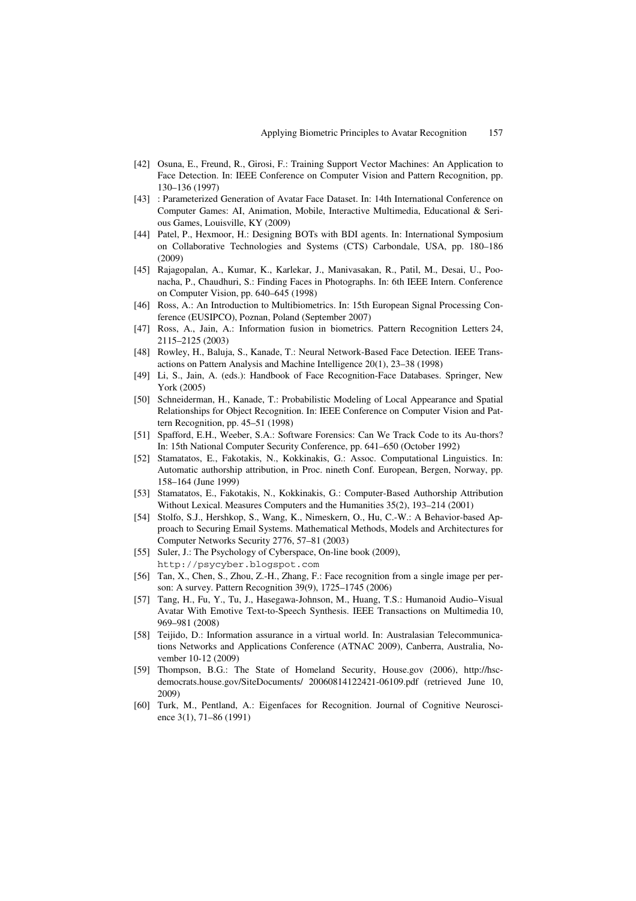[42] Osuna, E., Freund, R., Girosi, F.: Training Support Vector Machines: An Application to Face Detection. In: IEEE Conference on Computer Vision and Pattern Recognition, pp. 130–136 (1997)

[43] : Parameterized Generation of Avatar Face Dataset. In: 14th International Conference on Computer Games: AI, Animation, Mobile, Interactive Multimedia, Educational & Serious Games, Louisville, KY (2009)

[44] Patel, P., Hexmoor, H.: Designing BOTs with BDI agents. In: International Symposium on Collaborative Technologies and Systems (CTS) Carbondale, USA, pp. 180–186 (2009)

[45] Rajagopalan, A., Kumar, K., Karlekar, J., Manivasakan, R., Patil, M., Desai, U., Poonacha, P., Chaudhuri, S.: Finding Faces in Photographs. In: 6th IEEE Intern. Conference on Computer Vision, pp. 640–645 (1998)

[46] Ross, A.: An Introduction to Multibiometrics. In: 15th European Signal Processing Conference (EUSIPCO), Poznan, Poland (September 2007)

[47] Ross, A., Jain, A.: Information fusion in biometrics. Pattern Recognition Letters 24, 2115–2125 (2003)

[48] Rowley, H., Baluja, S., Kanade, T.: Neural Network-Based Face Detection. IEEE Transactions on Pattern Analysis and Machine Intelligence 20(1), 23–38 (1998)

[49] Li, S., Jain, A. (eds.): Handbook of Face Recognition-Face Databases. Springer, New York (2005)

[50] Schneiderman, H., Kanade, T.: Probabilistic Modeling of Local Appearance and Spatial Relationships for Object Recognition. In: IEEE Conference on Computer Vision and Pattern Recognition, pp. 45–51 (1998)

[51] Spafford, E.H., Weeber, S.A.: Software Forensics: Can We Track Code to its Au-thors? In: 15th National Computer Security Conference, pp. 641–650 (October 1992)

[52] Stamatatos, E., Fakotakis, N., Kokkinakis, G.: Assoc. Computational Linguistics. In: Automatic authorship attribution, in Proc. nineth Conf. European, Bergen, Norway, pp. 158–164 (June 1999)

[53] Stamatatos, E., Fakotakis, N., Kokkinakis, G.: Computer-Based Authorship Attribution Without Lexical. Measures Computers and the Humanities 35(2), 193–214 (2001)

[54] Stolfo, S.J., Hershkop, S., Wang, K., Nimeskern, O., Hu, C.-W.: A Behavior-based Approach to Securing Email Systems. Mathematical Methods, Models and Architectures for Computer Networks Security 2776, 57–81 (2003)

[55] Suler, J.: The Psychology of Cyberspace, On-line book (2009), http://psycyber.blogspot.com

[56] Tan, X., Chen, S., Zhou, Z.-H., Zhang, F.: Face recognition from a single image per person: A survey. Pattern Recognition 39(9), 1725–1745 (2006)

[57] Tang, H., Fu, Y., Tu, J., Hasegawa-Johnson, M., Huang, T.S.: Humanoid Audio–Visual Avatar With Emotive Text-to-Speech Synthesis. IEEE Transactions on Multimedia 10, 969–981 (2008)

[58] Teijido, D.: Information assurance in a virtual world. In: Australasian Telecommunications Networks and Applications Conference (ATNAC 2009), Canberra, Australia, November 10-12 (2009)

[59] Thompson, B.G.: The State of Homeland Security, House.gov (2006), http://hsc-democrats.house.gov/SiteDocuments/ 20060814122421-06109.pdf (retrieved June 10, 2009)

[60] Turk, M., Pentland, A.: Eigenfaces for Recognition. Journal of Cognitive Neuroscience 3(1), 71–86 (1991)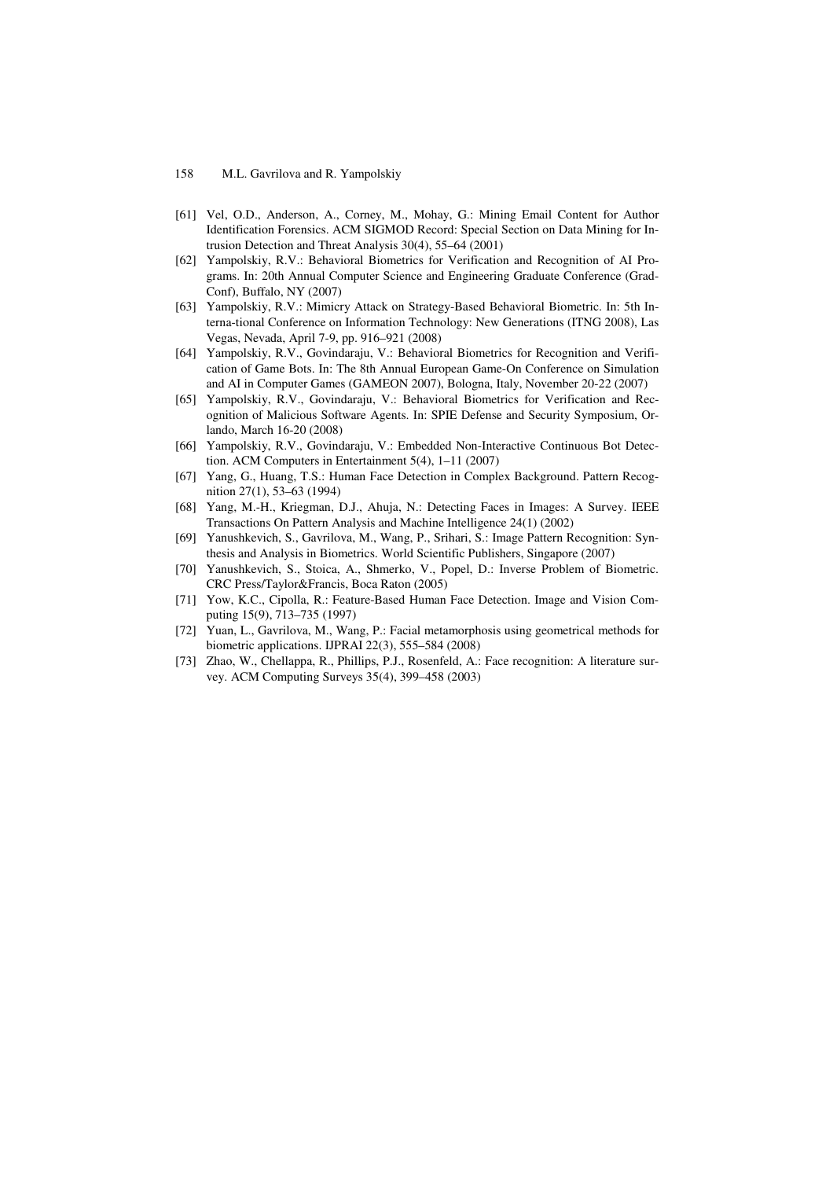[61] Vel, O.D., Anderson, A., Corney, M., Mohay, G.: Mining Email Content for Author Identification Forensics. ACM SIGMOD Record: Special Section on Data Mining for Intrusion Detection and Threat Analysis 30(4), 55–64 (2001)

[62] Yampolskiy, R.V.: Behavioral Biometrics for Verification and Recognition of AI Programs. In: 20th Annual Computer Science and Engineering Graduate Conference (GradConf), Buffalo, NY (2007)

[63] Yampolskiy, R.V.: Mimicry Attack on Strategy-Based Behavioral Biometric. In: 5th Interna-tional Conference on Information Technology: New Generations (ITNG 2008), Las Vegas, Nevada, April 7-9, pp. 916–921 (2008)

[64] Yampolskiy, R.V., Govindaraju, V.: Behavioral Biometrics for Recognition and Verification of Game Bots. In: The 8th Annual European Game-On Conference on Simulation and AI in Computer Games (GAMEON 2007), Bologna, Italy, November 20-22 (2007)

[65] Yampolskiy, R.V., Govindaraju, V.: Behavioral Biometrics for Verification and Recognition of Malicious Software Agents. In: SPIE Defense and Security Symposium, Orlando, March 16-20 (2008)

[66] Yampolskiy, R.V., Govindaraju, V.: Embedded Non-Interactive Continuous Bot Detection. ACM Computers in Entertainment 5(4), 1–11 (2007)

[67] Yang, G., Huang, T.S.: Human Face Detection in Complex Background. Pattern Recognition 27(1), 53–63 (1994)

[68] Yang, M.-H., Kriegman, D.J., Ahuja, N.: Detecting Faces in Images: A Survey. IEEE Transactions On Pattern Analysis and Machine Intelligence 24(1) (2002)

[69] Yanushkevich, S., Gavrilova, M., Wang, P., Srihari, S.: Image Pattern Recognition: Synthesis and Analysis in Biometrics. World Scientific Publishers, Singapore (2007)

[70] Yanushkevich, S., Stoica, A., Shmerko, V., Popel, D.: Inverse Problem of Biometric. CRC Press/Taylor&Francis, Boca Raton (2005)

[71] Yow, K.C., Cipolla, R.: Feature-Based Human Face Detection. Image and Vision Computing 15(9), 713–735 (1997)

[72] Yuan, L., Gavrilova, M., Wang, P.: Facial metamorphosis using geometrical methods for biometric applications. IJPRAI 22(3), 555–584 (2008)

[73] Zhao, W., Chellappa, R., Phillips, P.J., Rosenfeld, A.: Face recognition: A literature survey. ACM Computing Surveys 35(4), 399–458 (2003)